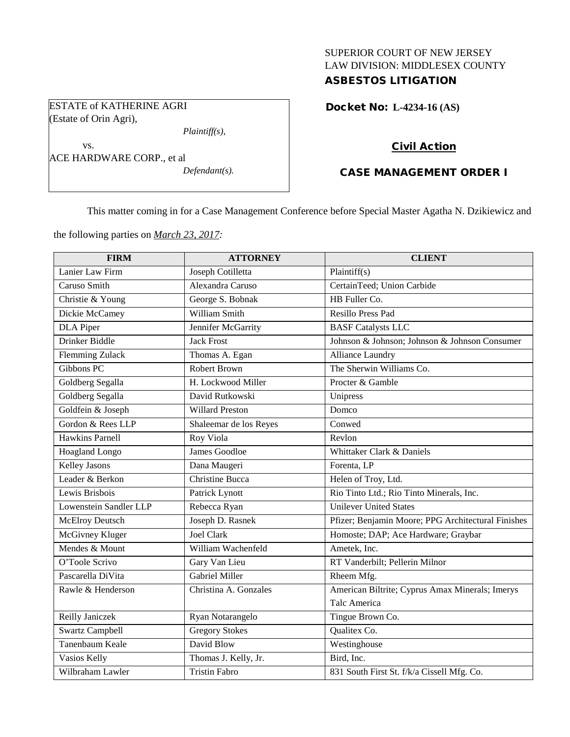SUPERIOR COURT OF NEW JERSEY
LAW DIVISION: MIDDLESEX COUNTY

**ASBESTOS LITIGATION**

ESTATE of KATHERINE AGRI
(Estate of Orin Agri),

*Plaintiff(s),*

vs.

ACE HARDWARE CORP., et al

*Defendant(s).*

**Docket No: L-4234-16 (AS)**

**Civil Action**

**CASE MANAGEMENT ORDER I**

This matter coming in for a Case Management Conference before Special Master Agatha N. Dzikiewicz and the following parties on *March 23, 2017:*

| FIRM | ATTORNEY | CLIENT |
|---|---|---|
| Lanier Law Firm | Joseph Cotilletta | Plaintiff(s) |
| Caruso Smith | Alexandra Caruso | CertainTeed; Union Carbide |
| Christie & Young | George S. Bobnak | HB Fuller Co. |
| Dickie McCamey | William Smith | Resillo Press Pad |
| DLA Piper | Jennifer McGarrity | BASF Catalysts LLC |
| Drinker Biddle | Jack Frost | Johnson & Johnson; Johnson & Johnson Consumer |
| Flemming Zulack | Thomas A. Egan | Alliance Laundry |
| Gibbons PC | Robert Brown | The Sherwin Williams Co. |
| Goldberg Segalla | H. Lockwood Miller | Procter & Gamble |
| Goldberg Segalla | David Rutkowski | Unipress |
| Goldfein & Joseph | Willard Preston | Domco |
| Gordon & Rees LLP | Shaleemar de los Reyes | Conwed |
| Hawkins Parnell | Roy Viola | Revlon |
| Hoagland Longo | James Goodloe | Whittaker Clark & Daniels |
| Kelley Jasons | Dana Maugeri | Forenta, LP |
| Leader & Berkon | Christine Bucca | Helen of Troy, Ltd. |
| Lewis Brisbois | Patrick Lynott | Rio Tinto Ltd.; Rio Tinto Minerals, Inc. |
| Lowenstein Sandler LLP | Rebecca Ryan | Unilever United States |
| McElroy Deutsch | Joseph D. Rasnek | Pfizer; Benjamin Moore; PPG Architectural Finishes |
| McGivney Kluger | Joel Clark | Homoste; DAP; Ace Hardware; Graybar |
| Mendes & Mount | William Wachenfeld | Ametek, Inc. |
| O'Toole Scrivo | Gary Van Lieu | RT Vanderbilt; Pellerin Milnor |
| Pascarella DiVita | Gabriel Miller | Rheem Mfg. |
| Rawle & Henderson | Christina A. Gonzales | American Biltrite; Cyprus Amax Minerals; Imerys Talc America |
| Reilly Janiczek | Ryan Notarangelo | Tingue Brown Co. |
| Swartz Campbell | Gregory Stokes | Qualitex Co. |
| Tanenbaum Keale | David Blow | Westinghouse |
| Vasios Kelly | Thomas J. Kelly, Jr. | Bird, Inc. |
| Wilbraham Lawler | Tristin Fabro | 831 South First St. f/k/a Cissell Mfg. Co. |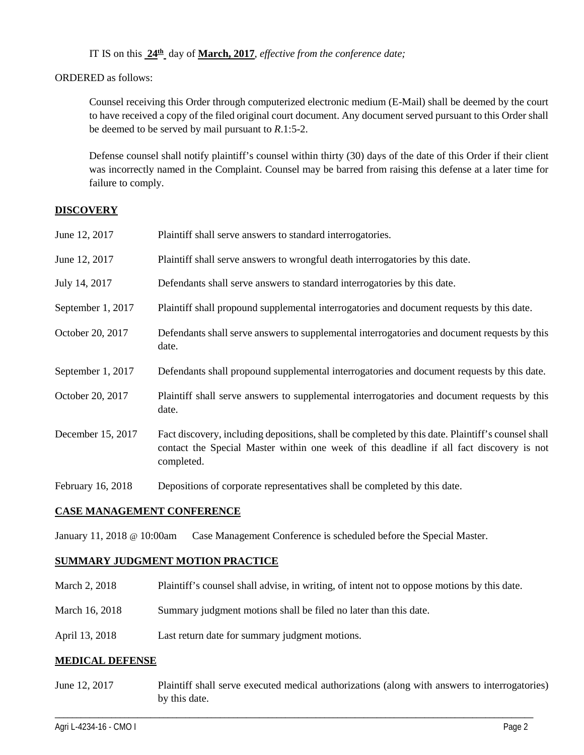IT IS on this **24th** day of **March, 2017**, *effective from the conference date;*

ORDERED as follows:

Counsel receiving this Order through computerized electronic medium (E-Mail) shall be deemed by the court to have received a copy of the filed original court document. Any document served pursuant to this Order shall be deemed to be served by mail pursuant to *R*.1:5-2.

Defense counsel shall notify plaintiff's counsel within thirty (30) days of the date of this Order if their client was incorrectly named in the Complaint. Counsel may be barred from raising this defense at a later time for failure to comply.

**DISCOVERY**

| | |
|---|---|
| June 12, 2017 | Plaintiff shall serve answers to standard interrogatories. |
| June 12, 2017 | Plaintiff shall serve answers to wrongful death interrogatories by this date. |
| July 14, 2017 | Defendants shall serve answers to standard interrogatories by this date. |
| September 1, 2017 | Plaintiff shall propound supplemental interrogatories and document requests by this date. |
| October 20, 2017 | Defendants shall serve answers to supplemental interrogatories and document requests by this date. |
| September 1, 2017 | Defendants shall propound supplemental interrogatories and document requests by this date. |
| October 20, 2017 | Plaintiff shall serve answers to supplemental interrogatories and document requests by this date. |
| December 15, 2017 | Fact discovery, including depositions, shall be completed by this date. Plaintiff's counsel shall contact the Special Master within one week of this deadline if all fact discovery is not completed. |
| February 16, 2018 | Depositions of corporate representatives shall be completed by this date. |

**CASE MANAGEMENT CONFERENCE**

| | |
|---|---|
| January 11, 2018 @ 10:00am | Case Management Conference is scheduled before the Special Master. |

**SUMMARY JUDGMENT MOTION PRACTICE**

| | |
|---|---|
| March 2, 2018 | Plaintiff's counsel shall advise, in writing, of intent not to oppose motions by this date. |
| March 16, 2018 | Summary judgment motions shall be filed no later than this date. |
| April 13, 2018 | Last return date for summary judgment motions. |

**MEDICAL DEFENSE**

| | |
|---|---|
| June 12, 2017 | Plaintiff shall serve executed medical authorizations (along with answers to interrogatories) by this date. |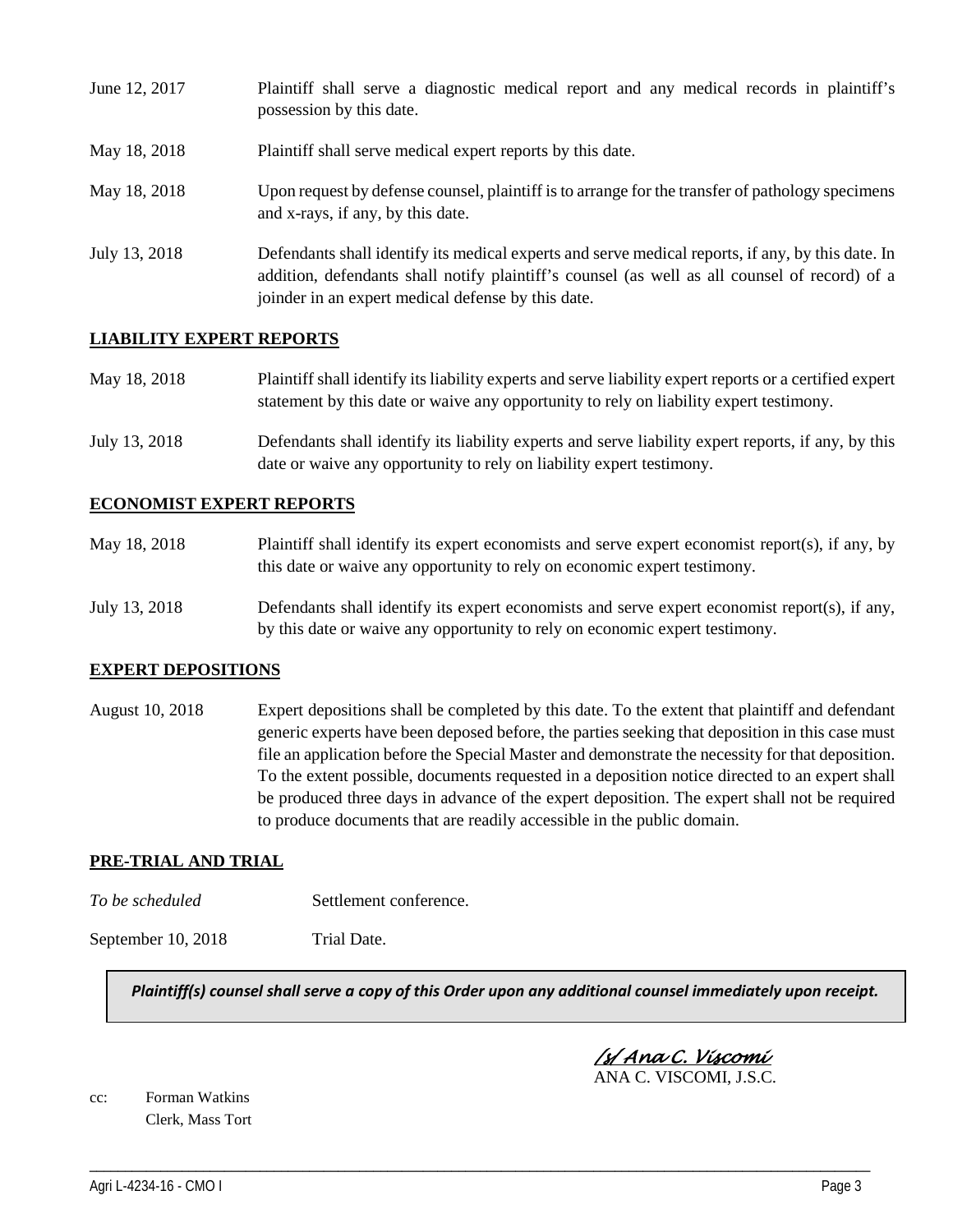June 12, 2017 Plaintiff shall serve a diagnostic medical report and any medical records in plaintiff's possession by this date.

May 18, 2018 Plaintiff shall serve medical expert reports by this date.

May 18, 2018 Upon request by defense counsel, plaintiff is to arrange for the transfer of pathology specimens and x-rays, if any, by this date.

July 13, 2018 Defendants shall identify its medical experts and serve medical reports, if any, by this date. In addition, defendants shall notify plaintiff's counsel (as well as all counsel of record) of a joinder in an expert medical defense by this date.

## LIABILITY EXPERT REPORTS

May 18, 2018 Plaintiff shall identify its liability experts and serve liability expert reports or a certified expert statement by this date or waive any opportunity to rely on liability expert testimony.

July 13, 2018 Defendants shall identify its liability experts and serve liability expert reports, if any, by this date or waive any opportunity to rely on liability expert testimony.

## ECONOMIST EXPERT REPORTS

May 18, 2018 Plaintiff shall identify its expert economists and serve expert economist report(s), if any, by this date or waive any opportunity to rely on economic expert testimony.

July 13, 2018 Defendants shall identify its expert economists and serve expert economist report(s), if any, by this date or waive any opportunity to rely on economic expert testimony.

## EXPERT DEPOSITIONS

August 10, 2018 Expert depositions shall be completed by this date. To the extent that plaintiff and defendant generic experts have been deposed before, the parties seeking that deposition in this case must file an application before the Special Master and demonstrate the necessity for that deposition. To the extent possible, documents requested in a deposition notice directed to an expert shall be produced three days in advance of the expert deposition. The expert shall not be required to produce documents that are readily accessible in the public domain.

## PRE-TRIAL AND TRIAL

*To be scheduled* Settlement conference.

September 10, 2018 Trial Date.

***Plaintiff(s) counsel shall serve a copy of this Order upon any additional counsel immediately upon receipt.***

*/s/ Ana C. Viscomi*
ANA C. VISCOMI, J.S.C.

cc: Forman Watkins
Clerk, Mass Tort